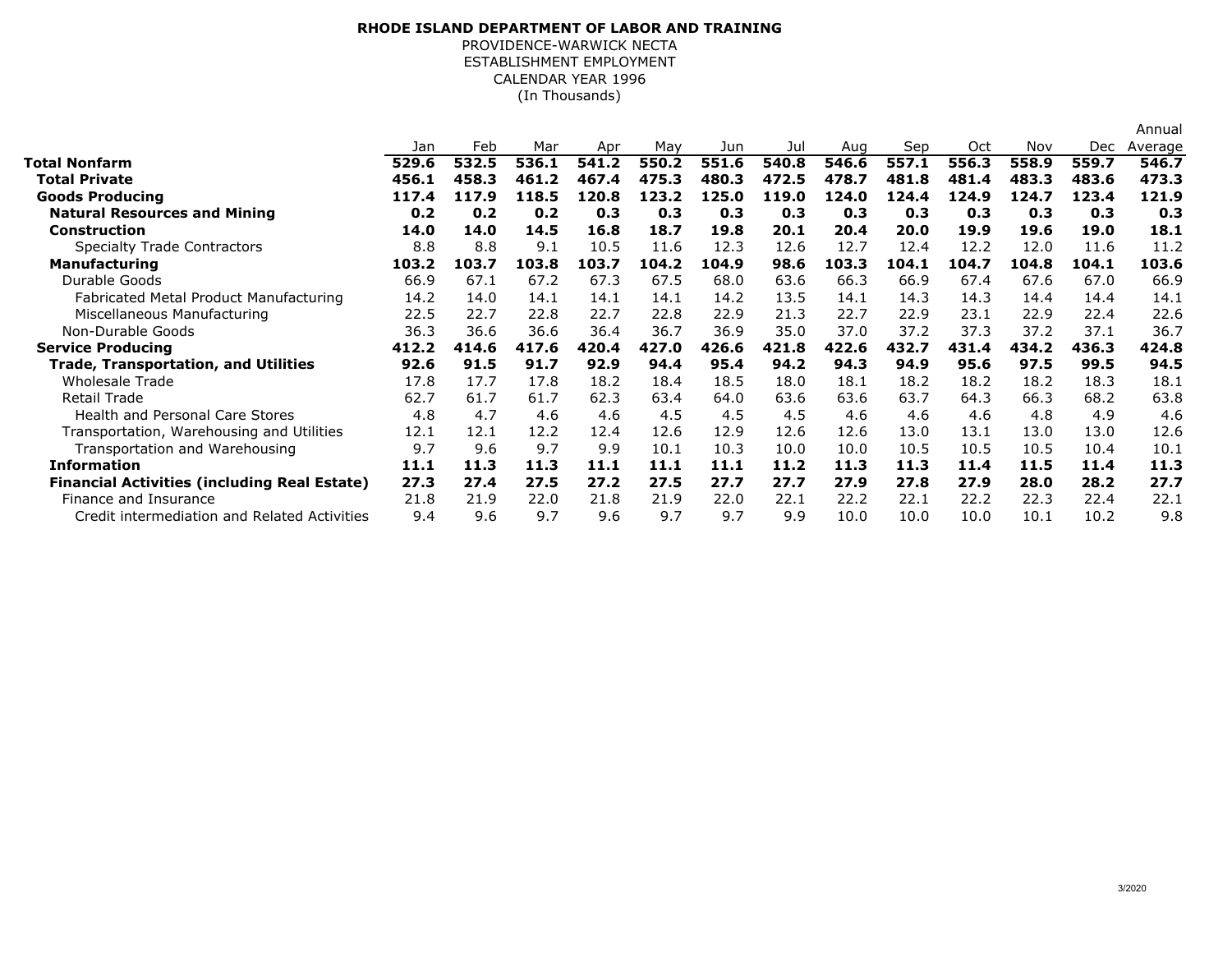**RHODE ISLAND DEPARTMENT OF LABOR AND TRAINING**

PROVIDENCE-WARWICK NECTA
ESTABLISHMENT EMPLOYMENT
CALENDAR YEAR 1996
(In Thousands)

| | Jan | Feb | Mar | Apr | May | Jun | Jul | Aug | Sep | Oct | Nov | Dec | Annual Average |
|---|---|---|---|---|---|---|---|---|---|---|---|---|---|
| **Total Nonfarm** | **529.6** | **532.5** | **536.1** | **541.2** | **550.2** | **551.6** | **540.8** | **546.6** | **557.1** | **556.3** | **558.9** | **559.7** | **546.7** |
| **Total Private** | **456.1** | **458.3** | **461.2** | **467.4** | **475.3** | **480.3** | **472.5** | **478.7** | **481.8** | **481.4** | **483.3** | **483.6** | **473.3** |
| **Goods Producing** | **117.4** | **117.9** | **118.5** | **120.8** | **123.2** | **125.0** | **119.0** | **124.0** | **124.4** | **124.9** | **124.7** | **123.4** | **121.9** |
| **Natural Resources and Mining** | **0.2** | **0.2** | **0.2** | **0.3** | **0.3** | **0.3** | **0.3** | **0.3** | **0.3** | **0.3** | **0.3** | **0.3** | **0.3** |
| **Construction** | **14.0** | **14.0** | **14.5** | **16.8** | **18.7** | **19.8** | **20.1** | **20.4** | **20.0** | **19.9** | **19.6** | **19.0** | **18.1** |
| Specialty Trade Contractors | 8.8 | 8.8 | 9.1 | 10.5 | 11.6 | 12.3 | 12.6 | 12.7 | 12.4 | 12.2 | 12.0 | 11.6 | 11.2 |
| **Manufacturing** | **103.2** | **103.7** | **103.8** | **103.7** | **104.2** | **104.9** | **98.6** | **103.3** | **104.1** | **104.7** | **104.8** | **104.1** | **103.6** |
| Durable Goods | 66.9 | 67.1 | 67.2 | 67.3 | 67.5 | 68.0 | 63.6 | 66.3 | 66.9 | 67.4 | 67.6 | 67.0 | 66.9 |
| Fabricated Metal Product Manufacturing | 14.2 | 14.0 | 14.1 | 14.1 | 14.1 | 14.2 | 13.5 | 14.1 | 14.3 | 14.3 | 14.4 | 14.4 | 14.1 |
| Miscellaneous Manufacturing | 22.5 | 22.7 | 22.8 | 22.7 | 22.8 | 22.9 | 21.3 | 22.7 | 22.9 | 23.1 | 22.9 | 22.4 | 22.6 |
| Non-Durable Goods | 36.3 | 36.6 | 36.6 | 36.4 | 36.7 | 36.9 | 35.0 | 37.0 | 37.2 | 37.3 | 37.2 | 37.1 | 36.7 |
| **Service Producing** | **412.2** | **414.6** | **417.6** | **420.4** | **427.0** | **426.6** | **421.8** | **422.6** | **432.7** | **431.4** | **434.2** | **436.3** | **424.8** |
| **Trade, Transportation, and Utilities** | **92.6** | **91.5** | **91.7** | **92.9** | **94.4** | **95.4** | **94.2** | **94.3** | **94.9** | **95.6** | **97.5** | **99.5** | **94.5** |
| Wholesale Trade | 17.8 | 17.7 | 17.8 | 18.2 | 18.4 | 18.5 | 18.0 | 18.1 | 18.2 | 18.2 | 18.2 | 18.3 | 18.1 |
| Retail Trade | 62.7 | 61.7 | 61.7 | 62.3 | 63.4 | 64.0 | 63.6 | 63.6 | 63.7 | 64.3 | 66.3 | 68.2 | 63.8 |
| Health and Personal Care Stores | 4.8 | 4.7 | 4.6 | 4.6 | 4.5 | 4.5 | 4.5 | 4.6 | 4.6 | 4.6 | 4.8 | 4.9 | 4.6 |
| Transportation, Warehousing and Utilities | 12.1 | 12.1 | 12.2 | 12.4 | 12.6 | 12.9 | 12.6 | 12.6 | 13.0 | 13.1 | 13.0 | 13.0 | 12.6 |
| Transportation and Warehousing | 9.7 | 9.6 | 9.7 | 9.9 | 10.1 | 10.3 | 10.0 | 10.0 | 10.5 | 10.5 | 10.5 | 10.4 | 10.1 |
| **Information** | **11.1** | **11.3** | **11.3** | **11.1** | **11.1** | **11.1** | **11.2** | **11.3** | **11.3** | **11.4** | **11.5** | **11.4** | **11.3** |
| **Financial Activities (including Real Estate)** | **27.3** | **27.4** | **27.5** | **27.2** | **27.5** | **27.7** | **27.7** | **27.9** | **27.8** | **27.9** | **28.0** | **28.2** | **27.7** |
| Finance and Insurance | 21.8 | 21.9 | 22.0 | 21.8 | 21.9 | 22.0 | 22.1 | 22.2 | 22.1 | 22.2 | 22.3 | 22.4 | 22.1 |
| Credit intermediation and Related Activities | 9.4 | 9.6 | 9.7 | 9.6 | 9.7 | 9.7 | 9.9 | 10.0 | 10.0 | 10.0 | 10.1 | 10.2 | 9.8 |

3/2020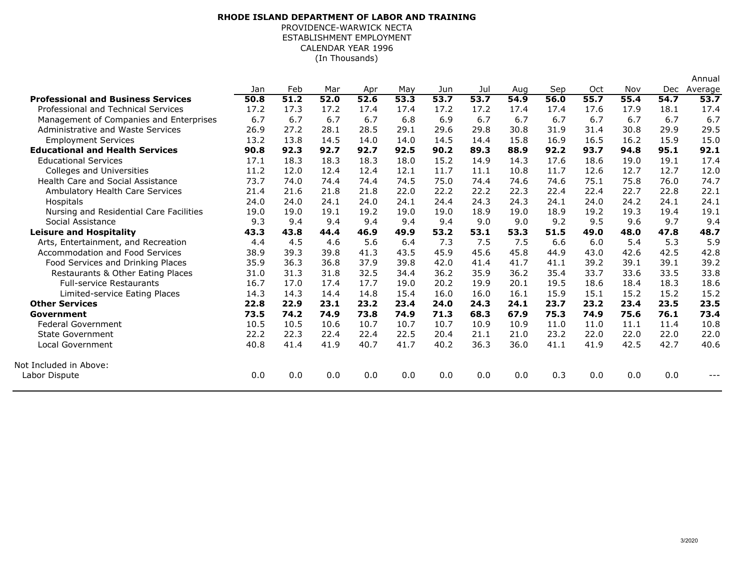**RHODE ISLAND DEPARTMENT OF LABOR AND TRAINING**
PROVIDENCE-WARWICK NECTA
ESTABLISHMENT EMPLOYMENT
CALENDAR YEAR 1996
(In Thousands)

| | Jan | Feb | Mar | Apr | May | Jun | Jul | Aug | Sep | Oct | Nov | Dec | Annual Average |
|---|---|---|---|---|---|---|---|---|---|---|---|---|---|
| **Professional and Business Services** | **50.8** | **51.2** | **52.0** | **52.6** | **53.3** | **53.7** | **53.7** | **54.9** | **56.0** | **55.7** | **55.4** | **54.7** | **53.7** |
| Professional and Technical Services | 17.2 | 17.3 | 17.2 | 17.4 | 17.4 | 17.2 | 17.2 | 17.4 | 17.4 | 17.6 | 17.9 | 18.1 | 17.4 |
| Management of Companies and Enterprises | 6.7 | 6.7 | 6.7 | 6.7 | 6.8 | 6.9 | 6.7 | 6.7 | 6.7 | 6.7 | 6.7 | 6.7 | 6.7 |
| Administrative and Waste Services | 26.9 | 27.2 | 28.1 | 28.5 | 29.1 | 29.6 | 29.8 | 30.8 | 31.9 | 31.4 | 30.8 | 29.9 | 29.5 |
| Employment Services | 13.2 | 13.8 | 14.5 | 14.0 | 14.0 | 14.5 | 14.4 | 15.8 | 16.9 | 16.5 | 16.2 | 15.9 | 15.0 |
| **Educational and Health Services** | **90.8** | **92.3** | **92.7** | **92.7** | **92.5** | **90.2** | **89.3** | **88.9** | **92.2** | **93.7** | **94.8** | **95.1** | **92.1** |
| Educational Services | 17.1 | 18.3 | 18.3 | 18.3 | 18.0 | 15.2 | 14.9 | 14.3 | 17.6 | 18.6 | 19.0 | 19.1 | 17.4 |
| Colleges and Universities | 11.2 | 12.0 | 12.4 | 12.4 | 12.1 | 11.7 | 11.1 | 10.8 | 11.7 | 12.6 | 12.7 | 12.7 | 12.0 |
| Health Care and Social Assistance | 73.7 | 74.0 | 74.4 | 74.4 | 74.5 | 75.0 | 74.4 | 74.6 | 74.6 | 75.1 | 75.8 | 76.0 | 74.7 |
| Ambulatory Health Care Services | 21.4 | 21.6 | 21.8 | 21.8 | 22.0 | 22.2 | 22.2 | 22.3 | 22.4 | 22.4 | 22.7 | 22.8 | 22.1 |
| Hospitals | 24.0 | 24.0 | 24.1 | 24.0 | 24.1 | 24.4 | 24.3 | 24.3 | 24.1 | 24.0 | 24.2 | 24.1 | 24.1 |
| Nursing and Residential Care Facilities | 19.0 | 19.0 | 19.1 | 19.2 | 19.0 | 19.0 | 18.9 | 19.0 | 18.9 | 19.2 | 19.3 | 19.4 | 19.1 |
| Social Assistance | 9.3 | 9.4 | 9.4 | 9.4 | 9.4 | 9.4 | 9.0 | 9.0 | 9.2 | 9.5 | 9.6 | 9.7 | 9.4 |
| **Leisure and Hospitality** | **43.3** | **43.8** | **44.4** | **46.9** | **49.9** | **53.2** | **53.1** | **53.3** | **51.5** | **49.0** | **48.0** | **47.8** | **48.7** |
| Arts, Entertainment, and Recreation | 4.4 | 4.5 | 4.6 | 5.6 | 6.4 | 7.3 | 7.5 | 7.5 | 6.6 | 6.0 | 5.4 | 5.3 | 5.9 |
| Accommodation and Food Services | 38.9 | 39.3 | 39.8 | 41.3 | 43.5 | 45.9 | 45.6 | 45.8 | 44.9 | 43.0 | 42.6 | 42.5 | 42.8 |
| Food Services and Drinking Places | 35.9 | 36.3 | 36.8 | 37.9 | 39.8 | 42.0 | 41.4 | 41.7 | 41.1 | 39.2 | 39.1 | 39.1 | 39.2 |
| Restaurants & Other Eating Places | 31.0 | 31.3 | 31.8 | 32.5 | 34.4 | 36.2 | 35.9 | 36.2 | 35.4 | 33.7 | 33.6 | 33.5 | 33.8 |
| Full-service Restaurants | 16.7 | 17.0 | 17.4 | 17.7 | 19.0 | 20.2 | 19.9 | 20.1 | 19.5 | 18.6 | 18.4 | 18.3 | 18.6 |
| Limited-service Eating Places | 14.3 | 14.3 | 14.4 | 14.8 | 15.4 | 16.0 | 16.0 | 16.1 | 15.9 | 15.1 | 15.2 | 15.2 | 15.2 |
| **Other Services** | **22.8** | **22.9** | **23.1** | **23.2** | **23.4** | **24.0** | **24.3** | **24.1** | **23.7** | **23.2** | **23.4** | **23.5** | **23.5** |
| **Government** | **73.5** | **74.2** | **74.9** | **73.8** | **74.9** | **71.3** | **68.3** | **67.9** | **75.3** | **74.9** | **75.6** | **76.1** | **73.4** |
| Federal Government | 10.5 | 10.5 | 10.6 | 10.7 | 10.7 | 10.7 | 10.9 | 10.9 | 11.0 | 11.0 | 11.1 | 11.4 | 10.8 |
| State Government | 22.2 | 22.3 | 22.4 | 22.4 | 22.5 | 20.4 | 21.1 | 21.0 | 23.2 | 22.0 | 22.0 | 22.0 | 22.0 |
| Local Government | 40.8 | 41.4 | 41.9 | 40.7 | 41.7 | 40.2 | 36.3 | 36.0 | 41.1 | 41.9 | 42.5 | 42.7 | 40.6 |
| Not Included in Above: | | | | | | | | | | | | | |
| Labor Dispute | 0.0 | 0.0 | 0.0 | 0.0 | 0.0 | 0.0 | 0.0 | 0.0 | 0.3 | 0.0 | 0.0 | 0.0 | --- |

3/2020